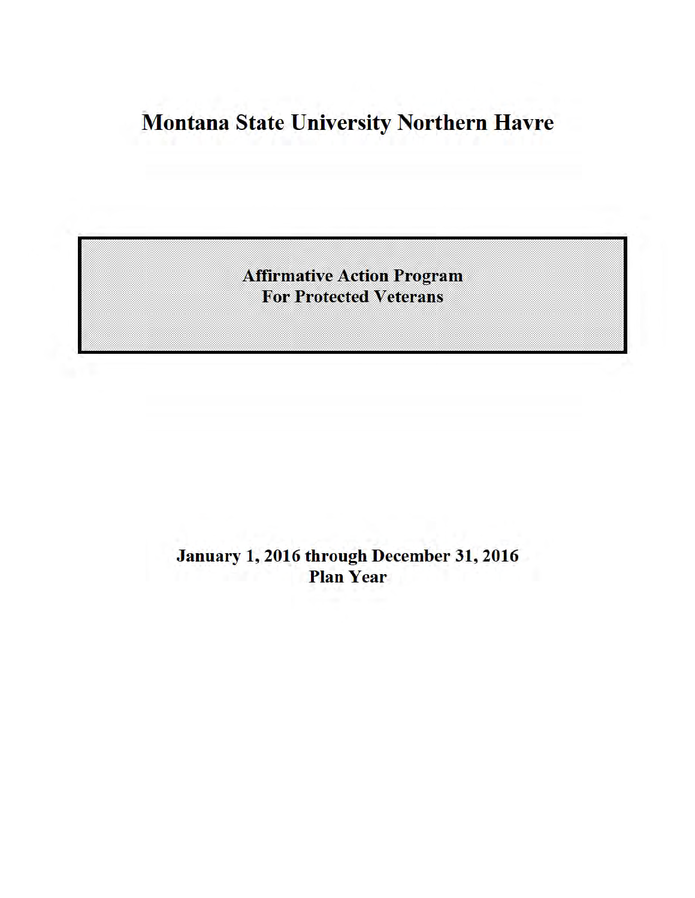# Montana State University Northern Havre

**Affirmative Action Program**
**For Protected Veterans**

**January 1, 2016 through December 31, 2016**
**Plan Year**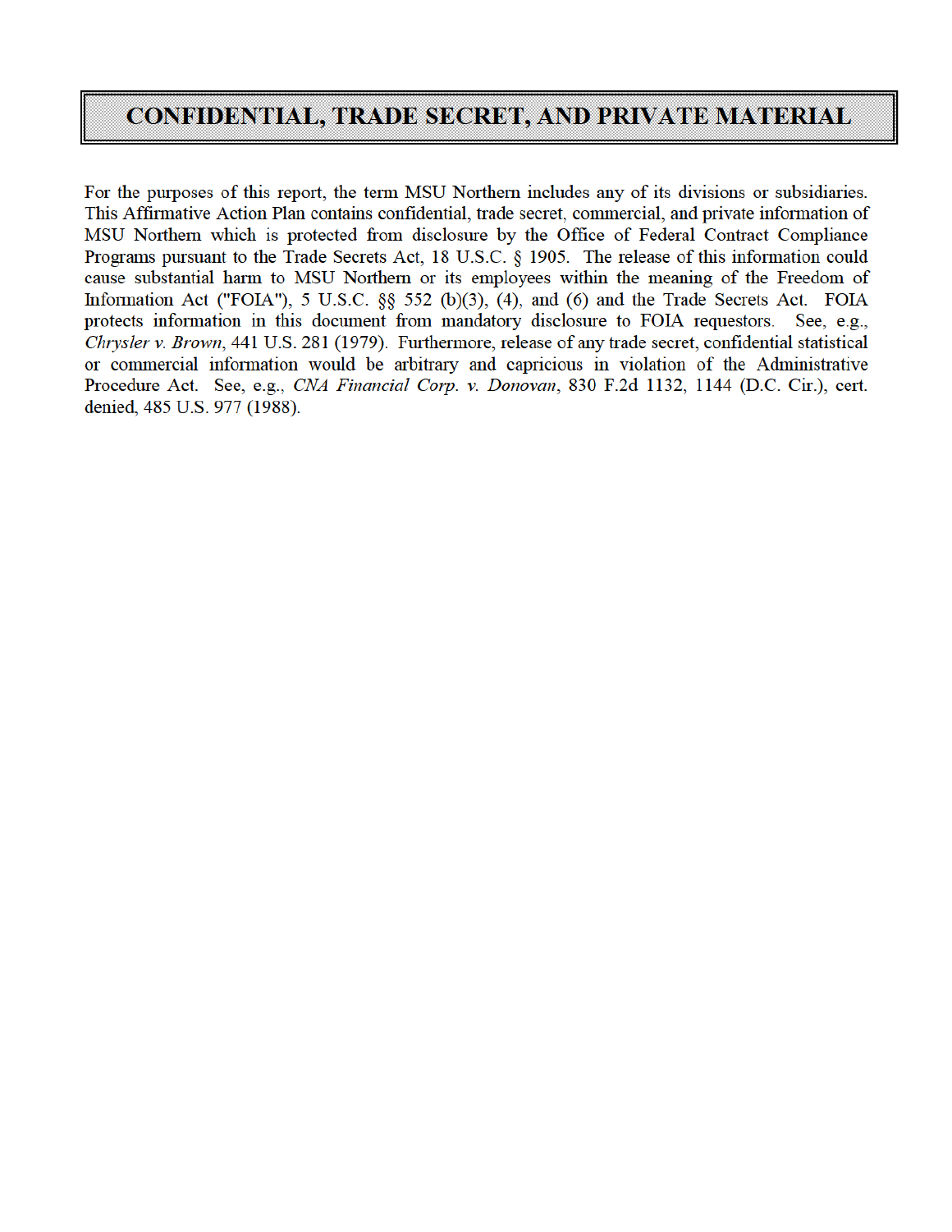# CONFIDENTIAL, TRADE SECRET, AND PRIVATE MATERIAL

For the purposes of this report, the term MSU Northern includes any of its divisions or subsidiaries. This Affirmative Action Plan contains confidential, trade secret, commercial, and private information of MSU Northern which is protected from disclosure by the Office of Federal Contract Compliance Programs pursuant to the Trade Secrets Act, 18 U.S.C. § 1905. The release of this information could cause substantial harm to MSU Northern or its employees within the meaning of the Freedom of Information Act ("FOIA"), 5 U.S.C. §§ 552 (b)(3), (4), and (6) and the Trade Secrets Act. FOIA protects information in this document from mandatory disclosure to FOIA requestors. See, e.g., *Chrysler v. Brown*, 441 U.S. 281 (1979). Furthermore, release of any trade secret, confidential statistical or commercial information would be arbitrary and capricious in violation of the Administrative Procedure Act. See, e.g., *CNA Financial Corp. v. Donovan*, 830 F.2d 1132, 1144 (D.C. Cir.), cert. denied, 485 U.S. 977 (1988).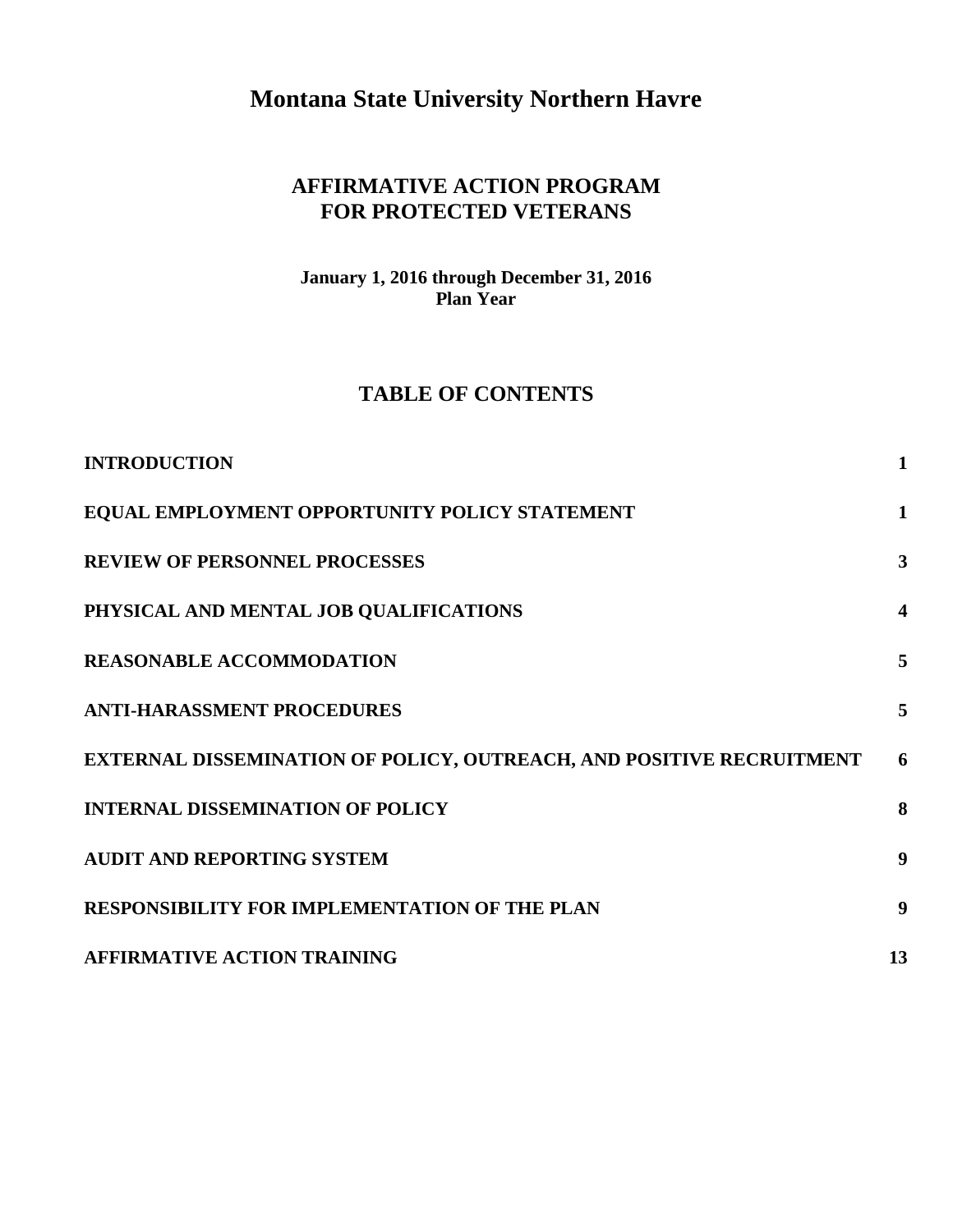# Montana State University Northern Havre

## AFFIRMATIVE ACTION PROGRAM FOR PROTECTED VETERANS

**January 1, 2016 through December 31, 2016**
**Plan Year**

## TABLE OF CONTENTS

| | |
|---|---|
| **INTRODUCTION** | **1** |
| **EQUAL EMPLOYMENT OPPORTUNITY POLICY STATEMENT** | **1** |
| **REVIEW OF PERSONNEL PROCESSES** | **3** |
| **PHYSICAL AND MENTAL JOB QUALIFICATIONS** | **4** |
| **REASONABLE ACCOMMODATION** | **5** |
| **ANTI-HARASSMENT PROCEDURES** | **5** |
| **EXTERNAL DISSEMINATION OF POLICY, OUTREACH, AND POSITIVE RECRUITMENT** | **6** |
| **INTERNAL DISSEMINATION OF POLICY** | **8** |
| **AUDIT AND REPORTING SYSTEM** | **9** |
| **RESPONSIBILITY FOR IMPLEMENTATION OF THE PLAN** | **9** |
| **AFFIRMATIVE ACTION TRAINING** | **13** |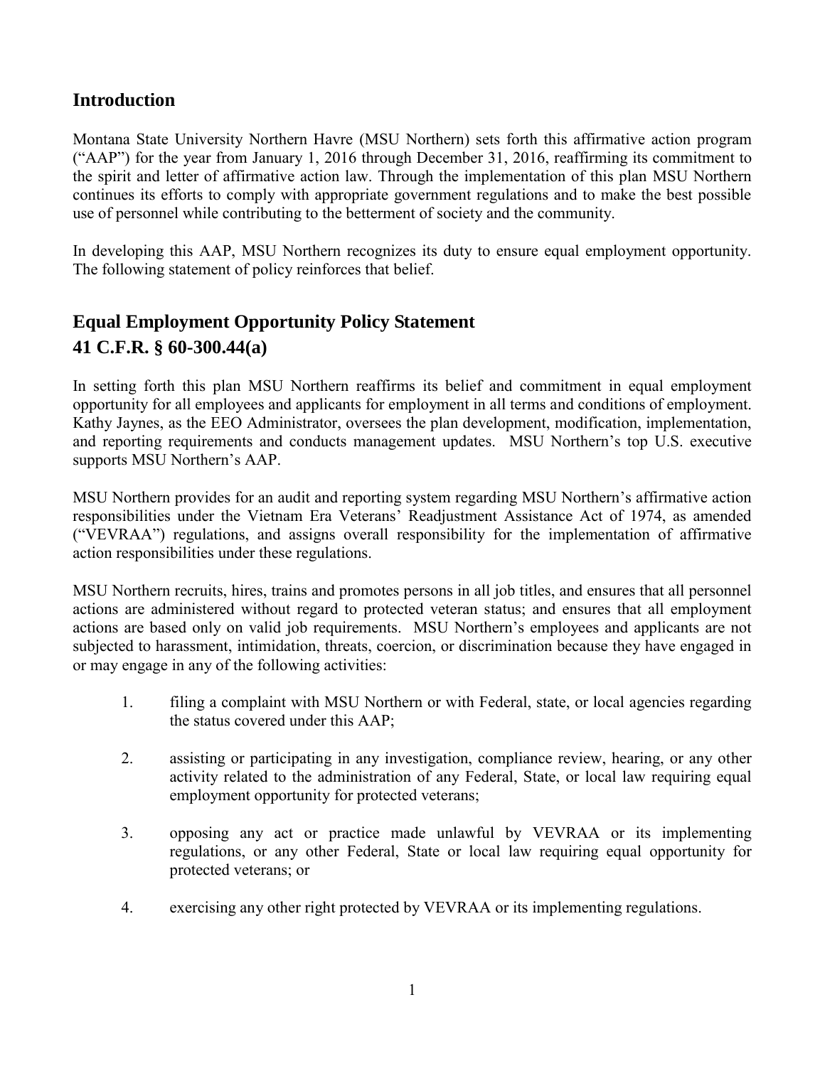## Introduction

Montana State University Northern Havre (MSU Northern) sets forth this affirmative action program ("AAP") for the year from January 1, 2016 through December 31, 2016, reaffirming its commitment to the spirit and letter of affirmative action law. Through the implementation of this plan MSU Northern continues its efforts to comply with appropriate government regulations and to make the best possible use of personnel while contributing to the betterment of society and the community.

In developing this AAP, MSU Northern recognizes its duty to ensure equal employment opportunity. The following statement of policy reinforces that belief.

## Equal Employment Opportunity Policy Statement
## 41 C.F.R. § 60-300.44(a)

In setting forth this plan MSU Northern reaffirms its belief and commitment in equal employment opportunity for all employees and applicants for employment in all terms and conditions of employment. Kathy Jaynes, as the EEO Administrator, oversees the plan development, modification, implementation, and reporting requirements and conducts management updates. MSU Northern's top U.S. executive supports MSU Northern's AAP.

MSU Northern provides for an audit and reporting system regarding MSU Northern's affirmative action responsibilities under the Vietnam Era Veterans' Readjustment Assistance Act of 1974, as amended ("VEVRAA") regulations, and assigns overall responsibility for the implementation of affirmative action responsibilities under these regulations.

MSU Northern recruits, hires, trains and promotes persons in all job titles, and ensures that all personnel actions are administered without regard to protected veteran status; and ensures that all employment actions are based only on valid job requirements. MSU Northern's employees and applicants are not subjected to harassment, intimidation, threats, coercion, or discrimination because they have engaged in or may engage in any of the following activities:

1. filing a complaint with MSU Northern or with Federal, state, or local agencies regarding the status covered under this AAP;

2. assisting or participating in any investigation, compliance review, hearing, or any other activity related to the administration of any Federal, State, or local law requiring equal employment opportunity for protected veterans;

3. opposing any act or practice made unlawful by VEVRAA or its implementing regulations, or any other Federal, State or local law requiring equal opportunity for protected veterans; or

4. exercising any other right protected by VEVRAA or its implementing regulations.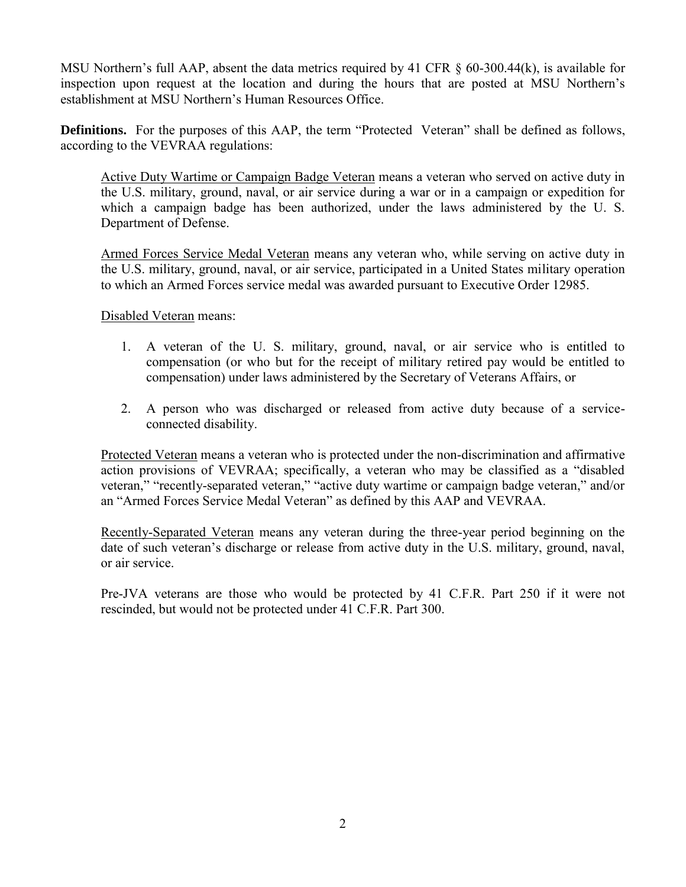MSU Northern's full AAP, absent the data metrics required by 41 CFR § 60-300.44(k), is available for inspection upon request at the location and during the hours that are posted at MSU Northern's establishment at MSU Northern's Human Resources Office.

**Definitions.** For the purposes of this AAP, the term "Protected Veteran" shall be defined as follows, according to the VEVRAA regulations:

<u>Active Duty Wartime or Campaign Badge Veteran</u> means a veteran who served on active duty in the U.S. military, ground, naval, or air service during a war or in a campaign or expedition for which a campaign badge has been authorized, under the laws administered by the U. S. Department of Defense.

<u>Armed Forces Service Medal Veteran</u> means any veteran who, while serving on active duty in the U.S. military, ground, naval, or air service, participated in a United States military operation to which an Armed Forces service medal was awarded pursuant to Executive Order 12985.

<u>Disabled Veteran</u> means:

1. A veteran of the U. S. military, ground, naval, or air service who is entitled to compensation (or who but for the receipt of military retired pay would be entitled to compensation) under laws administered by the Secretary of Veterans Affairs, or

2. A person who was discharged or released from active duty because of a service-connected disability.

<u>Protected Veteran</u> means a veteran who is protected under the non-discrimination and affirmative action provisions of VEVRAA; specifically, a veteran who may be classified as a "disabled veteran," "recently-separated veteran," "active duty wartime or campaign badge veteran," and/or an "Armed Forces Service Medal Veteran" as defined by this AAP and VEVRAA.

<u>Recently-Separated Veteran</u> means any veteran during the three-year period beginning on the date of such veteran's discharge or release from active duty in the U.S. military, ground, naval, or air service.

Pre-JVA veterans are those who would be protected by 41 C.F.R. Part 250 if it were not rescinded, but would not be protected under 41 C.F.R. Part 300.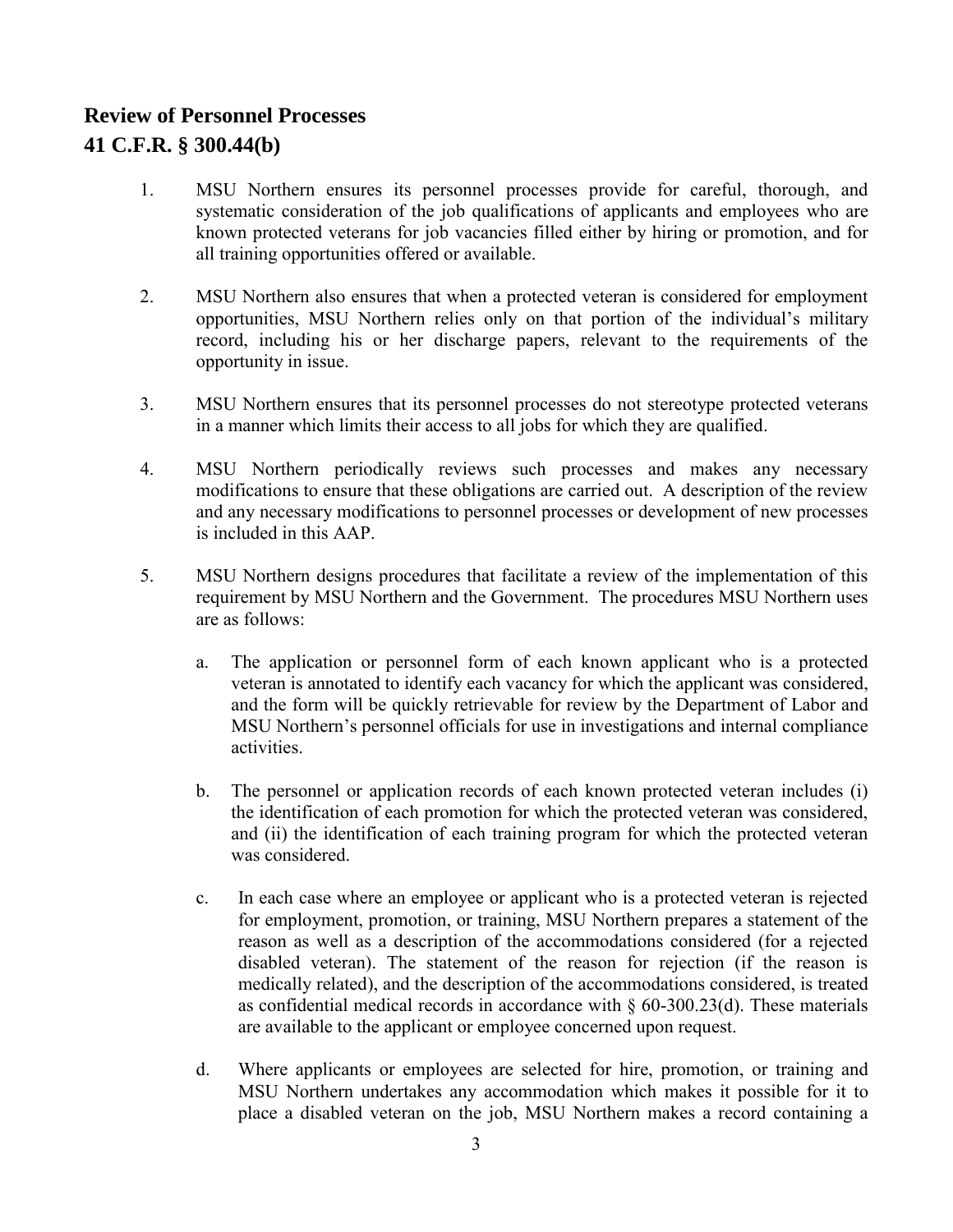## Review of Personnel Processes
## 41 C.F.R. § 300.44(b)

1. MSU Northern ensures its personnel processes provide for careful, thorough, and systematic consideration of the job qualifications of applicants and employees who are known protected veterans for job vacancies filled either by hiring or promotion, and for all training opportunities offered or available.

2. MSU Northern also ensures that when a protected veteran is considered for employment opportunities, MSU Northern relies only on that portion of the individual's military record, including his or her discharge papers, relevant to the requirements of the opportunity in issue.

3. MSU Northern ensures that its personnel processes do not stereotype protected veterans in a manner which limits their access to all jobs for which they are qualified.

4. MSU Northern periodically reviews such processes and makes any necessary modifications to ensure that these obligations are carried out. A description of the review and any necessary modifications to personnel processes or development of new processes is included in this AAP.

5. MSU Northern designs procedures that facilitate a review of the implementation of this requirement by MSU Northern and the Government. The procedures MSU Northern uses are as follows:

   a. The application or personnel form of each known applicant who is a protected veteran is annotated to identify each vacancy for which the applicant was considered, and the form will be quickly retrievable for review by the Department of Labor and MSU Northern's personnel officials for use in investigations and internal compliance activities.

   b. The personnel or application records of each known protected veteran includes (i) the identification of each promotion for which the protected veteran was considered, and (ii) the identification of each training program for which the protected veteran was considered.

   c. In each case where an employee or applicant who is a protected veteran is rejected for employment, promotion, or training, MSU Northern prepares a statement of the reason as well as a description of the accommodations considered (for a rejected disabled veteran). The statement of the reason for rejection (if the reason is medically related), and the description of the accommodations considered, is treated as confidential medical records in accordance with § 60-300.23(d). These materials are available to the applicant or employee concerned upon request.

   d. Where applicants or employees are selected for hire, promotion, or training and MSU Northern undertakes any accommodation which makes it possible for it to place a disabled veteran on the job, MSU Northern makes a record containing a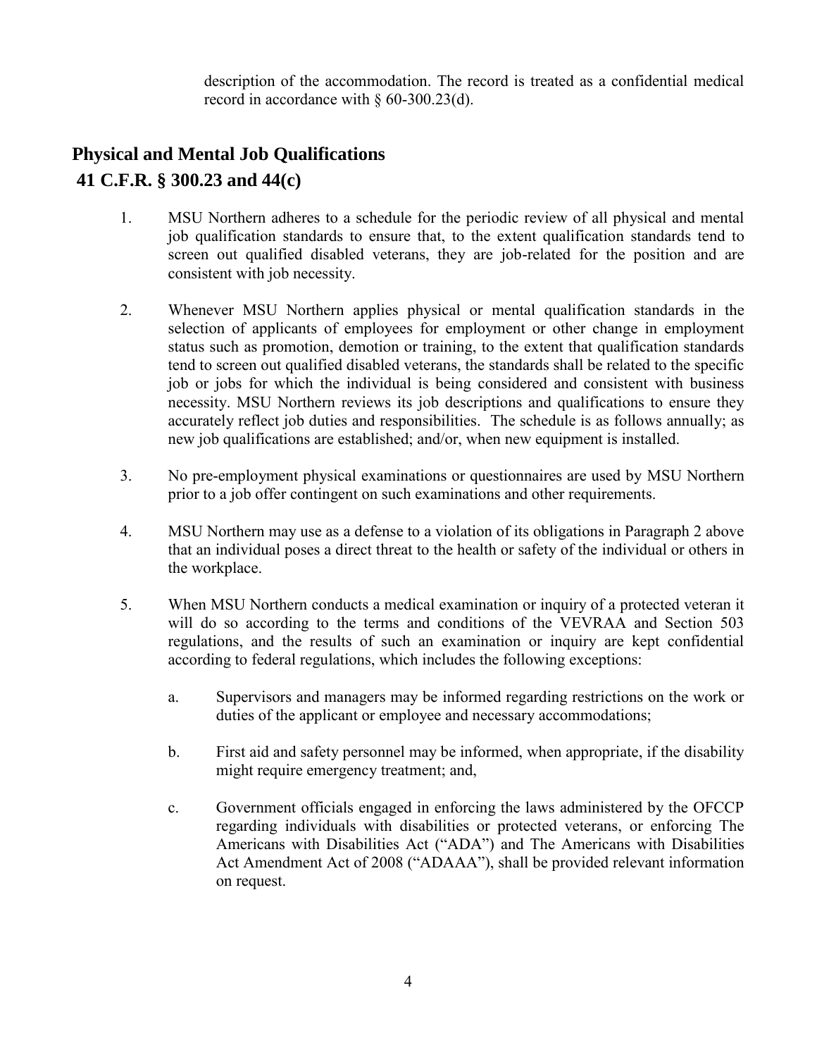description of the accommodation. The record is treated as a confidential medical record in accordance with § 60-300.23(d).

## Physical and Mental Job Qualifications

## 41 C.F.R. § 300.23 and 44(c)

1. MSU Northern adheres to a schedule for the periodic review of all physical and mental job qualification standards to ensure that, to the extent qualification standards tend to screen out qualified disabled veterans, they are job-related for the position and are consistent with job necessity.

2. Whenever MSU Northern applies physical or mental qualification standards in the selection of applicants of employees for employment or other change in employment status such as promotion, demotion or training, to the extent that qualification standards tend to screen out qualified disabled veterans, the standards shall be related to the specific job or jobs for which the individual is being considered and consistent with business necessity. MSU Northern reviews its job descriptions and qualifications to ensure they accurately reflect job duties and responsibilities. The schedule is as follows annually; as new job qualifications are established; and/or, when new equipment is installed.

3. No pre-employment physical examinations or questionnaires are used by MSU Northern prior to a job offer contingent on such examinations and other requirements.

4. MSU Northern may use as a defense to a violation of its obligations in Paragraph 2 above that an individual poses a direct threat to the health or safety of the individual or others in the workplace.

5. When MSU Northern conducts a medical examination or inquiry of a protected veteran it will do so according to the terms and conditions of the VEVRAA and Section 503 regulations, and the results of such an examination or inquiry are kept confidential according to federal regulations, which includes the following exceptions:

   a. Supervisors and managers may be informed regarding restrictions on the work or duties of the applicant or employee and necessary accommodations;

   b. First aid and safety personnel may be informed, when appropriate, if the disability might require emergency treatment; and,

   c. Government officials engaged in enforcing the laws administered by the OFCCP regarding individuals with disabilities or protected veterans, or enforcing The Americans with Disabilities Act ("ADA") and The Americans with Disabilities Act Amendment Act of 2008 ("ADAAA"), shall be provided relevant information on request.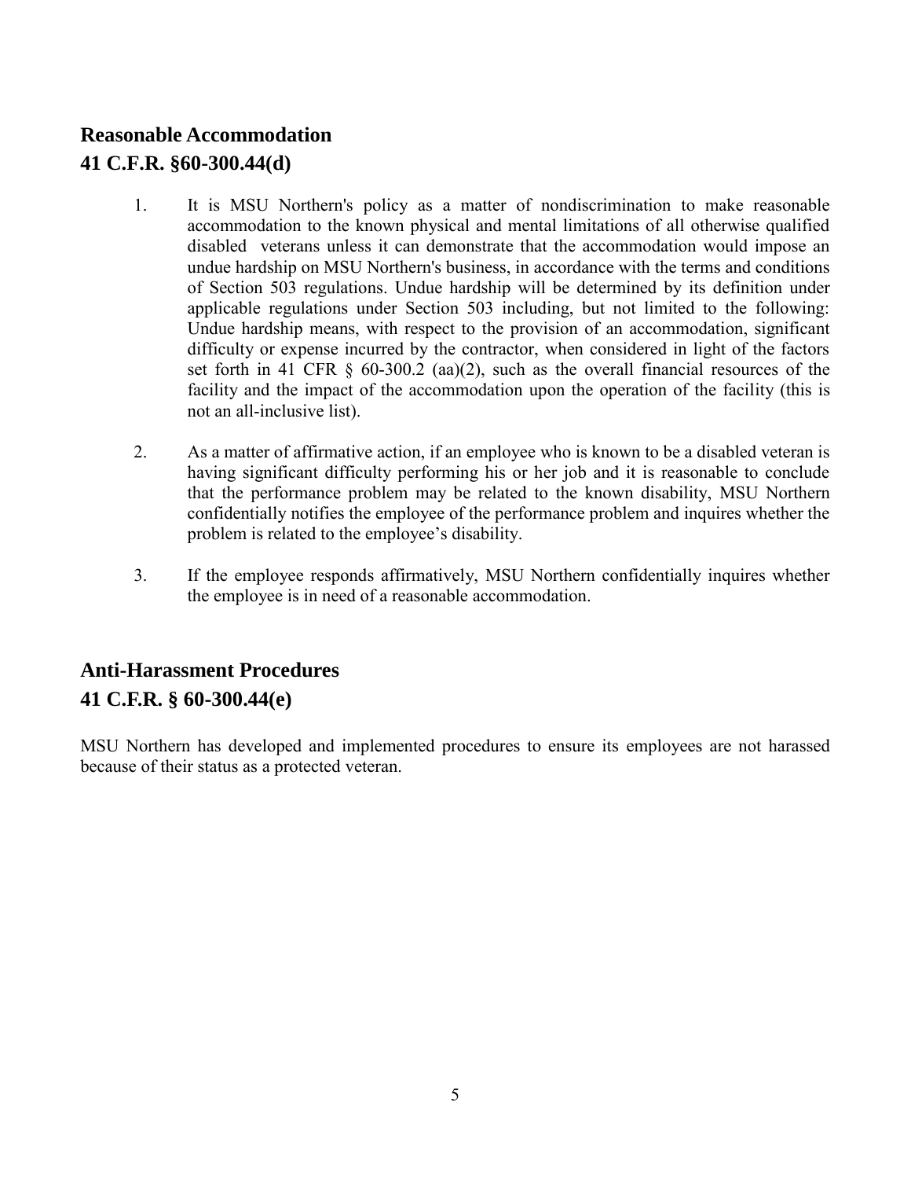## Reasonable Accommodation
## 41 C.F.R. §60-300.44(d)

1. It is MSU Northern's policy as a matter of nondiscrimination to make reasonable accommodation to the known physical and mental limitations of all otherwise qualified disabled veterans unless it can demonstrate that the accommodation would impose an undue hardship on MSU Northern's business, in accordance with the terms and conditions of Section 503 regulations. Undue hardship will be determined by its definition under applicable regulations under Section 503 including, but not limited to the following: Undue hardship means, with respect to the provision of an accommodation, significant difficulty or expense incurred by the contractor, when considered in light of the factors set forth in 41 CFR § 60-300.2 (aa)(2), such as the overall financial resources of the facility and the impact of the accommodation upon the operation of the facility (this is not an all-inclusive list).

2. As a matter of affirmative action, if an employee who is known to be a disabled veteran is having significant difficulty performing his or her job and it is reasonable to conclude that the performance problem may be related to the known disability, MSU Northern confidentially notifies the employee of the performance problem and inquires whether the problem is related to the employee's disability.

3. If the employee responds affirmatively, MSU Northern confidentially inquires whether the employee is in need of a reasonable accommodation.

## Anti-Harassment Procedures
## 41 C.F.R. § 60-300.44(e)

MSU Northern has developed and implemented procedures to ensure its employees are not harassed because of their status as a protected veteran.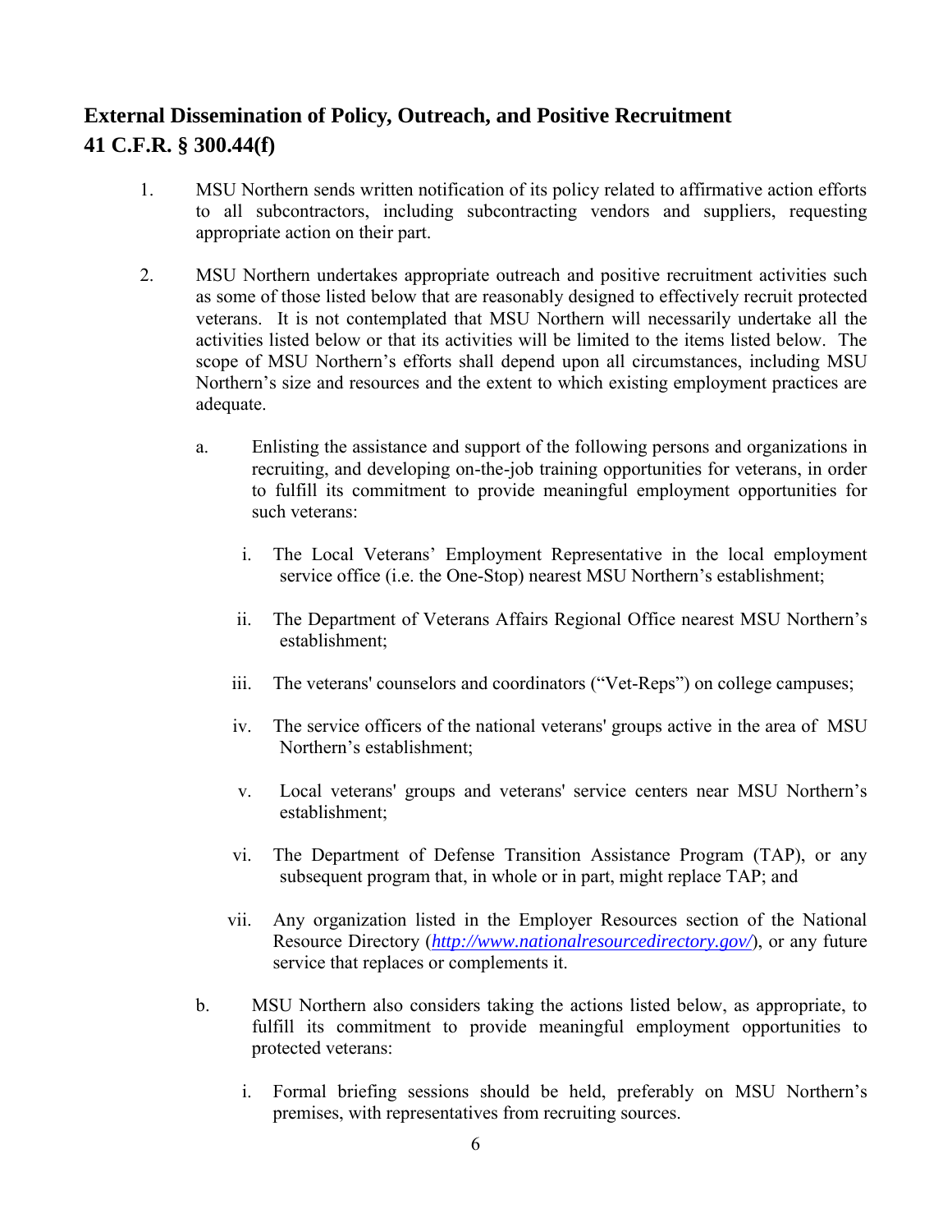## External Dissemination of Policy, Outreach, and Positive Recruitment 41 C.F.R. § 300.44(f)

1. MSU Northern sends written notification of its policy related to affirmative action efforts to all subcontractors, including subcontracting vendors and suppliers, requesting appropriate action on their part.

2. MSU Northern undertakes appropriate outreach and positive recruitment activities such as some of those listed below that are reasonably designed to effectively recruit protected veterans. It is not contemplated that MSU Northern will necessarily undertake all the activities listed below or that its activities will be limited to the items listed below. The scope of MSU Northern's efforts shall depend upon all circumstances, including MSU Northern's size and resources and the extent to which existing employment practices are adequate.

   a. Enlisting the assistance and support of the following persons and organizations in recruiting, and developing on-the-job training opportunities for veterans, in order to fulfill its commitment to provide meaningful employment opportunities for such veterans:

      i. The Local Veterans' Employment Representative in the local employment service office (i.e. the One-Stop) nearest MSU Northern's establishment;

      ii. The Department of Veterans Affairs Regional Office nearest MSU Northern's establishment;

      iii. The veterans' counselors and coordinators ("Vet-Reps") on college campuses;

      iv. The service officers of the national veterans' groups active in the area of MSU Northern's establishment;

      v. Local veterans' groups and veterans' service centers near MSU Northern's establishment;

      vi. The Department of Defense Transition Assistance Program (TAP), or any subsequent program that, in whole or in part, might replace TAP; and

      vii. Any organization listed in the Employer Resources section of the National Resource Directory (*http://www.nationalresourcedirectory.gov/*), or any future service that replaces or complements it.

   b. MSU Northern also considers taking the actions listed below, as appropriate, to fulfill its commitment to provide meaningful employment opportunities to protected veterans:

      i. Formal briefing sessions should be held, preferably on MSU Northern's premises, with representatives from recruiting sources.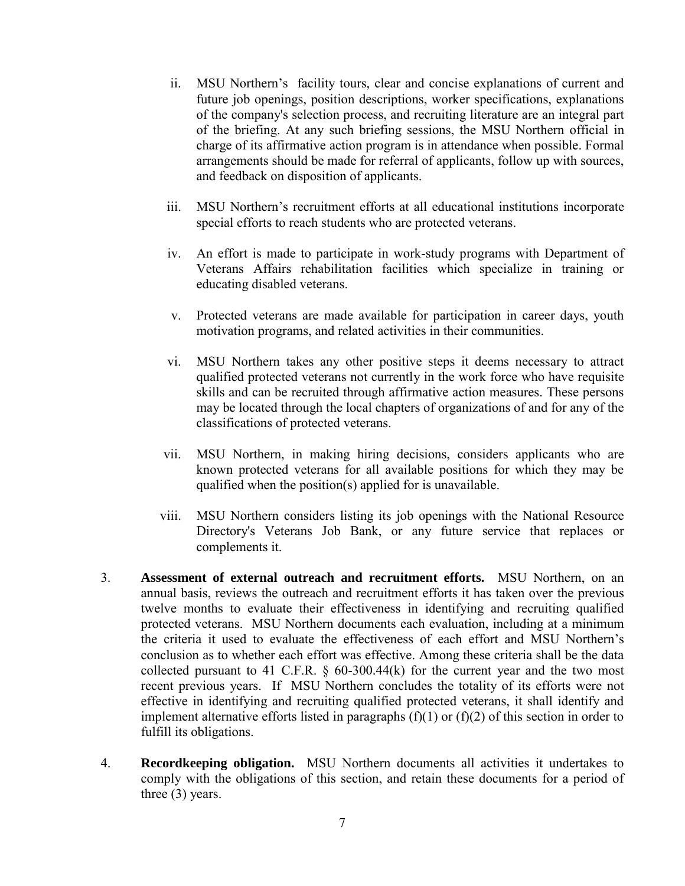ii. MSU Northern's facility tours, clear and concise explanations of current and future job openings, position descriptions, worker specifications, explanations of the company's selection process, and recruiting literature are an integral part of the briefing. At any such briefing sessions, the MSU Northern official in charge of its affirmative action program is in attendance when possible. Formal arrangements should be made for referral of applicants, follow up with sources, and feedback on disposition of applicants.

iii. MSU Northern's recruitment efforts at all educational institutions incorporate special efforts to reach students who are protected veterans.

iv. An effort is made to participate in work-study programs with Department of Veterans Affairs rehabilitation facilities which specialize in training or educating disabled veterans.

v. Protected veterans are made available for participation in career days, youth motivation programs, and related activities in their communities.

vi. MSU Northern takes any other positive steps it deems necessary to attract qualified protected veterans not currently in the work force who have requisite skills and can be recruited through affirmative action measures. These persons may be located through the local chapters of organizations of and for any of the classifications of protected veterans.

vii. MSU Northern, in making hiring decisions, considers applicants who are known protected veterans for all available positions for which they may be qualified when the position(s) applied for is unavailable.

viii. MSU Northern considers listing its job openings with the National Resource Directory's Veterans Job Bank, or any future service that replaces or complements it.

3. **Assessment of external outreach and recruitment efforts.** MSU Northern, on an annual basis, reviews the outreach and recruitment efforts it has taken over the previous twelve months to evaluate their effectiveness in identifying and recruiting qualified protected veterans. MSU Northern documents each evaluation, including at a minimum the criteria it used to evaluate the effectiveness of each effort and MSU Northern's conclusion as to whether each effort was effective. Among these criteria shall be the data collected pursuant to 41 C.F.R. § 60-300.44(k) for the current year and the two most recent previous years. If MSU Northern concludes the totality of its efforts were not effective in identifying and recruiting qualified protected veterans, it shall identify and implement alternative efforts listed in paragraphs (f)(1) or (f)(2) of this section in order to fulfill its obligations.

4. **Recordkeeping obligation.** MSU Northern documents all activities it undertakes to comply with the obligations of this section, and retain these documents for a period of three (3) years.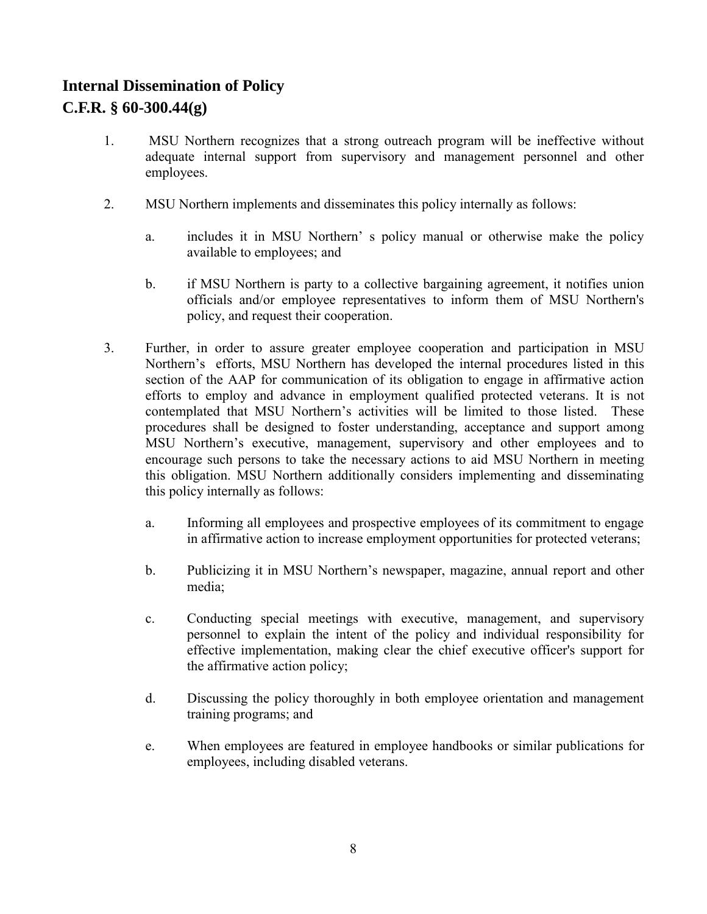## Internal Dissemination of Policy
## C.F.R. § 60-300.44(g)

1. MSU Northern recognizes that a strong outreach program will be ineffective without adequate internal support from supervisory and management personnel and other employees.

2. MSU Northern implements and disseminates this policy internally as follows:

   a. includes it in MSU Northern' s policy manual or otherwise make the policy available to employees; and

   b. if MSU Northern is party to a collective bargaining agreement, it notifies union officials and/or employee representatives to inform them of MSU Northern's policy, and request their cooperation.

3. Further, in order to assure greater employee cooperation and participation in MSU Northern's efforts, MSU Northern has developed the internal procedures listed in this section of the AAP for communication of its obligation to engage in affirmative action efforts to employ and advance in employment qualified protected veterans. It is not contemplated that MSU Northern's activities will be limited to those listed. These procedures shall be designed to foster understanding, acceptance and support among MSU Northern's executive, management, supervisory and other employees and to encourage such persons to take the necessary actions to aid MSU Northern in meeting this obligation. MSU Northern additionally considers implementing and disseminating this policy internally as follows:

   a. Informing all employees and prospective employees of its commitment to engage in affirmative action to increase employment opportunities for protected veterans;

   b. Publicizing it in MSU Northern's newspaper, magazine, annual report and other media;

   c. Conducting special meetings with executive, management, and supervisory personnel to explain the intent of the policy and individual responsibility for effective implementation, making clear the chief executive officer's support for the affirmative action policy;

   d. Discussing the policy thoroughly in both employee orientation and management training programs; and

   e. When employees are featured in employee handbooks or similar publications for employees, including disabled veterans.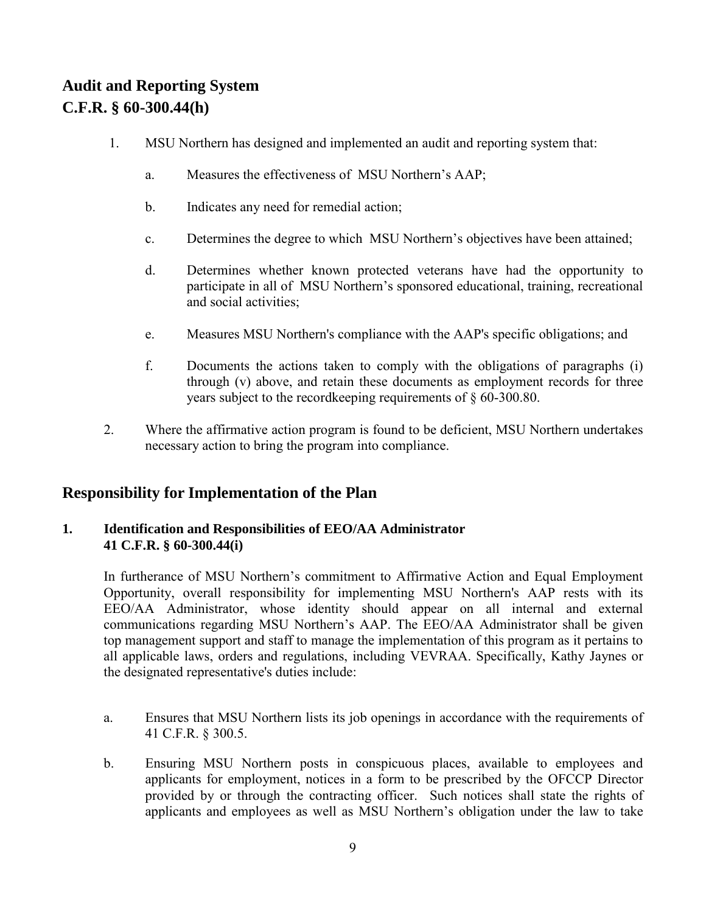## Audit and Reporting System
## C.F.R. § 60-300.44(h)

1. MSU Northern has designed and implemented an audit and reporting system that:

   a. Measures the effectiveness of MSU Northern's AAP;

   b. Indicates any need for remedial action;

   c. Determines the degree to which MSU Northern's objectives have been attained;

   d. Determines whether known protected veterans have had the opportunity to participate in all of MSU Northern's sponsored educational, training, recreational and social activities;

   e. Measures MSU Northern's compliance with the AAP's specific obligations; and

   f. Documents the actions taken to comply with the obligations of paragraphs (i) through (v) above, and retain these documents as employment records for three years subject to the recordkeeping requirements of § 60-300.80.

2. Where the affirmative action program is found to be deficient, MSU Northern undertakes necessary action to bring the program into compliance.

## Responsibility for Implementation of the Plan

### 1. Identification and Responsibilities of EEO/AA Administrator 41 C.F.R. § 60-300.44(i)

In furtherance of MSU Northern's commitment to Affirmative Action and Equal Employment Opportunity, overall responsibility for implementing MSU Northern's AAP rests with its EEO/AA Administrator, whose identity should appear on all internal and external communications regarding MSU Northern's AAP. The EEO/AA Administrator shall be given top management support and staff to manage the implementation of this program as it pertains to all applicable laws, orders and regulations, including VEVRAA. Specifically, Kathy Jaynes or the designated representative's duties include:

a. Ensures that MSU Northern lists its job openings in accordance with the requirements of 41 C.F.R. § 300.5.

b. Ensuring MSU Northern posts in conspicuous places, available to employees and applicants for employment, notices in a form to be prescribed by the OFCCP Director provided by or through the contracting officer. Such notices shall state the rights of applicants and employees as well as MSU Northern's obligation under the law to take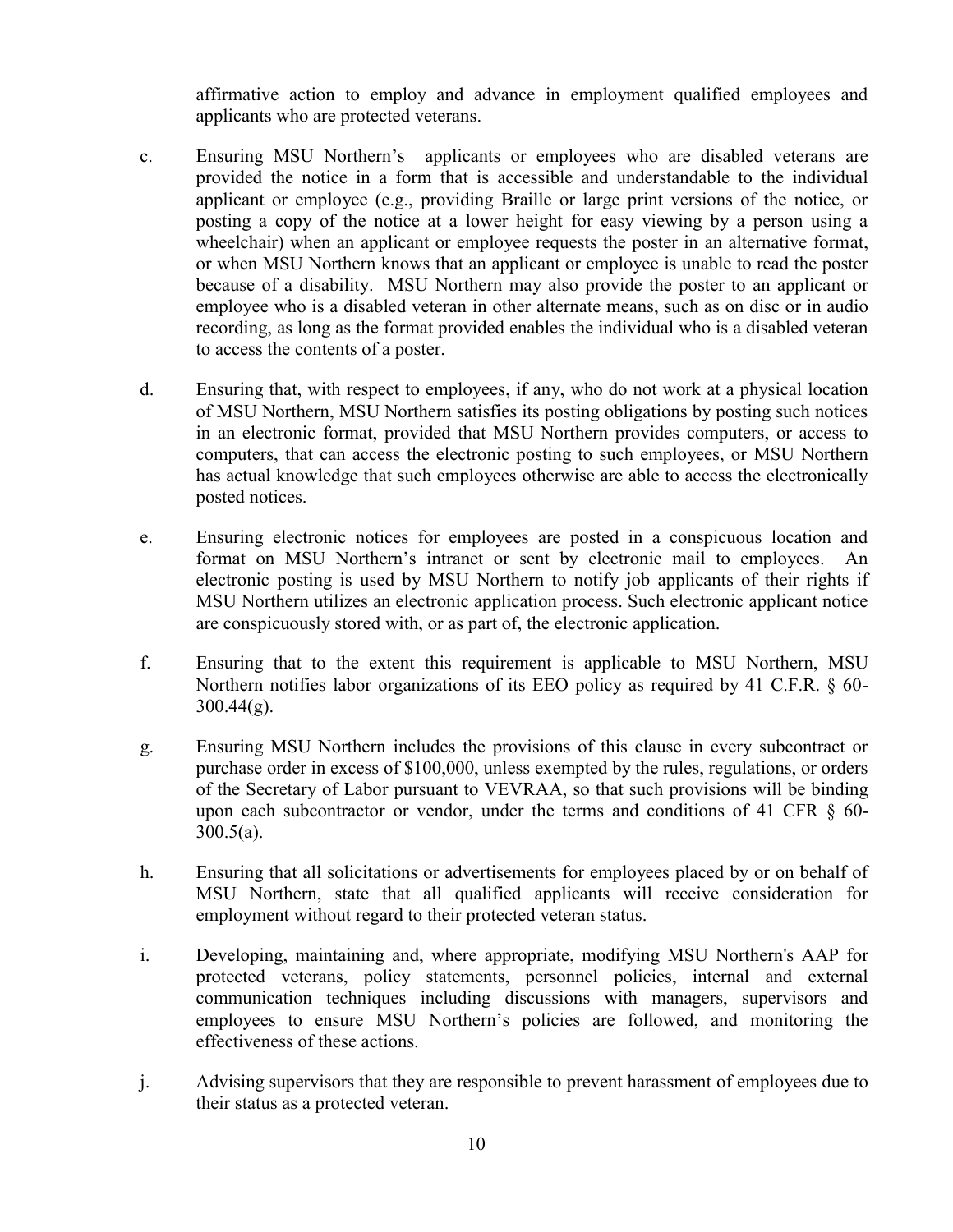affirmative action to employ and advance in employment qualified employees and applicants who are protected veterans.

c. Ensuring MSU Northern's applicants or employees who are disabled veterans are provided the notice in a form that is accessible and understandable to the individual applicant or employee (e.g., providing Braille or large print versions of the notice, or posting a copy of the notice at a lower height for easy viewing by a person using a wheelchair) when an applicant or employee requests the poster in an alternative format, or when MSU Northern knows that an applicant or employee is unable to read the poster because of a disability. MSU Northern may also provide the poster to an applicant or employee who is a disabled veteran in other alternate means, such as on disc or in audio recording, as long as the format provided enables the individual who is a disabled veteran to access the contents of a poster.

d. Ensuring that, with respect to employees, if any, who do not work at a physical location of MSU Northern, MSU Northern satisfies its posting obligations by posting such notices in an electronic format, provided that MSU Northern provides computers, or access to computers, that can access the electronic posting to such employees, or MSU Northern has actual knowledge that such employees otherwise are able to access the electronically posted notices.

e. Ensuring electronic notices for employees are posted in a conspicuous location and format on MSU Northern's intranet or sent by electronic mail to employees. An electronic posting is used by MSU Northern to notify job applicants of their rights if MSU Northern utilizes an electronic application process. Such electronic applicant notice are conspicuously stored with, or as part of, the electronic application.

f. Ensuring that to the extent this requirement is applicable to MSU Northern, MSU Northern notifies labor organizations of its EEO policy as required by 41 C.F.R. § 60-300.44(g).

g. Ensuring MSU Northern includes the provisions of this clause in every subcontract or purchase order in excess of $100,000, unless exempted by the rules, regulations, or orders of the Secretary of Labor pursuant to VEVRAA, so that such provisions will be binding upon each subcontractor or vendor, under the terms and conditions of 41 CFR § 60-300.5(a).

h. Ensuring that all solicitations or advertisements for employees placed by or on behalf of MSU Northern, state that all qualified applicants will receive consideration for employment without regard to their protected veteran status.

i. Developing, maintaining and, where appropriate, modifying MSU Northern's AAP for protected veterans, policy statements, personnel policies, internal and external communication techniques including discussions with managers, supervisors and employees to ensure MSU Northern's policies are followed, and monitoring the effectiveness of these actions.

j. Advising supervisors that they are responsible to prevent harassment of employees due to their status as a protected veteran.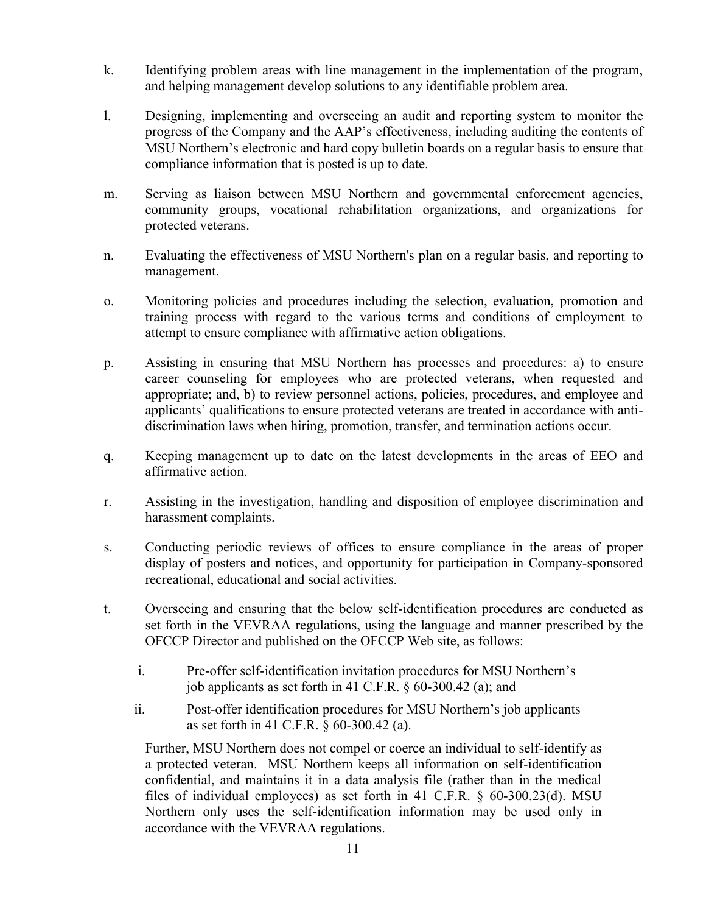k. Identifying problem areas with line management in the implementation of the program, and helping management develop solutions to any identifiable problem area.

l. Designing, implementing and overseeing an audit and reporting system to monitor the progress of the Company and the AAP's effectiveness, including auditing the contents of MSU Northern's electronic and hard copy bulletin boards on a regular basis to ensure that compliance information that is posted is up to date.

m. Serving as liaison between MSU Northern and governmental enforcement agencies, community groups, vocational rehabilitation organizations, and organizations for protected veterans.

n. Evaluating the effectiveness of MSU Northern's plan on a regular basis, and reporting to management.

o. Monitoring policies and procedures including the selection, evaluation, promotion and training process with regard to the various terms and conditions of employment to attempt to ensure compliance with affirmative action obligations.

p. Assisting in ensuring that MSU Northern has processes and procedures: a) to ensure career counseling for employees who are protected veterans, when requested and appropriate; and, b) to review personnel actions, policies, procedures, and employee and applicants' qualifications to ensure protected veterans are treated in accordance with anti-discrimination laws when hiring, promotion, transfer, and termination actions occur.

q. Keeping management up to date on the latest developments in the areas of EEO and affirmative action.

r. Assisting in the investigation, handling and disposition of employee discrimination and harassment complaints.

s. Conducting periodic reviews of offices to ensure compliance in the areas of proper display of posters and notices, and opportunity for participation in Company-sponsored recreational, educational and social activities.

t. Overseeing and ensuring that the below self-identification procedures are conducted as set forth in the VEVRAA regulations, using the language and manner prescribed by the OFCCP Director and published on the OFCCP Web site, as follows:

   i. Pre-offer self-identification invitation procedures for MSU Northern's job applicants as set forth in 41 C.F.R. § 60-300.42 (a); and

   ii. Post-offer identification procedures for MSU Northern's job applicants as set forth in 41 C.F.R. § 60-300.42 (a).

   Further, MSU Northern does not compel or coerce an individual to self-identify as a protected veteran. MSU Northern keeps all information on self-identification confidential, and maintains it in a data analysis file (rather than in the medical files of individual employees) as set forth in 41 C.F.R. § 60-300.23(d). MSU Northern only uses the self-identification information may be used only in accordance with the VEVRAA regulations.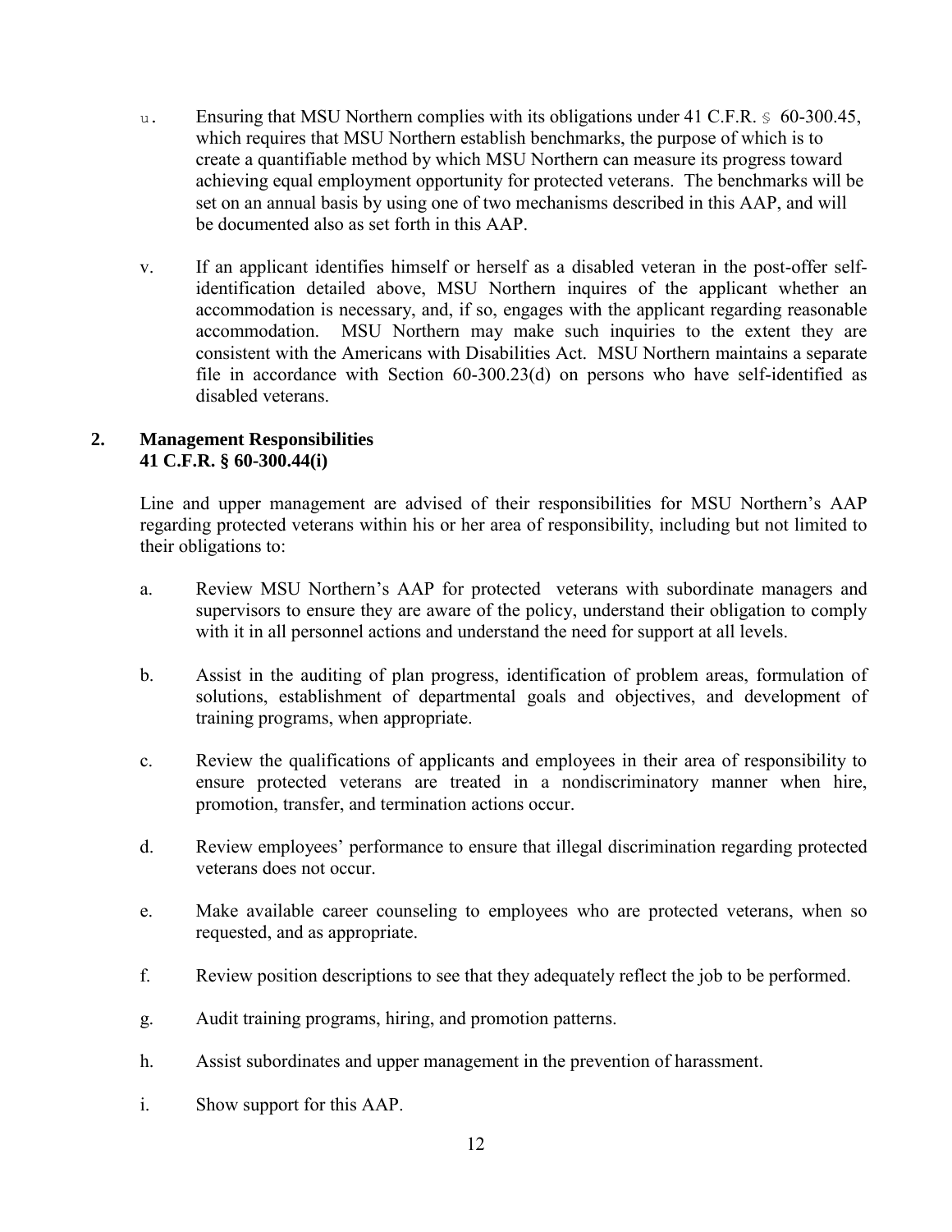u. Ensuring that MSU Northern complies with its obligations under 41 C.F.R. § 60-300.45, which requires that MSU Northern establish benchmarks, the purpose of which is to create a quantifiable method by which MSU Northern can measure its progress toward achieving equal employment opportunity for protected veterans. The benchmarks will be set on an annual basis by using one of two mechanisms described in this AAP, and will be documented also as set forth in this AAP.

v. If an applicant identifies himself or herself as a disabled veteran in the post-offer self-identification detailed above, MSU Northern inquires of the applicant whether an accommodation is necessary, and, if so, engages with the applicant regarding reasonable accommodation. MSU Northern may make such inquiries to the extent they are consistent with the Americans with Disabilities Act. MSU Northern maintains a separate file in accordance with Section 60-300.23(d) on persons who have self-identified as disabled veterans.

## 2. Management Responsibilities
**41 C.F.R. § 60-300.44(i)**

Line and upper management are advised of their responsibilities for MSU Northern's AAP regarding protected veterans within his or her area of responsibility, including but not limited to their obligations to:

a. Review MSU Northern's AAP for protected veterans with subordinate managers and supervisors to ensure they are aware of the policy, understand their obligation to comply with it in all personnel actions and understand the need for support at all levels.

b. Assist in the auditing of plan progress, identification of problem areas, formulation of solutions, establishment of departmental goals and objectives, and development of training programs, when appropriate.

c. Review the qualifications of applicants and employees in their area of responsibility to ensure protected veterans are treated in a nondiscriminatory manner when hire, promotion, transfer, and termination actions occur.

d. Review employees' performance to ensure that illegal discrimination regarding protected veterans does not occur.

e. Make available career counseling to employees who are protected veterans, when so requested, and as appropriate.

f. Review position descriptions to see that they adequately reflect the job to be performed.

g. Audit training programs, hiring, and promotion patterns.

h. Assist subordinates and upper management in the prevention of harassment.

i. Show support for this AAP.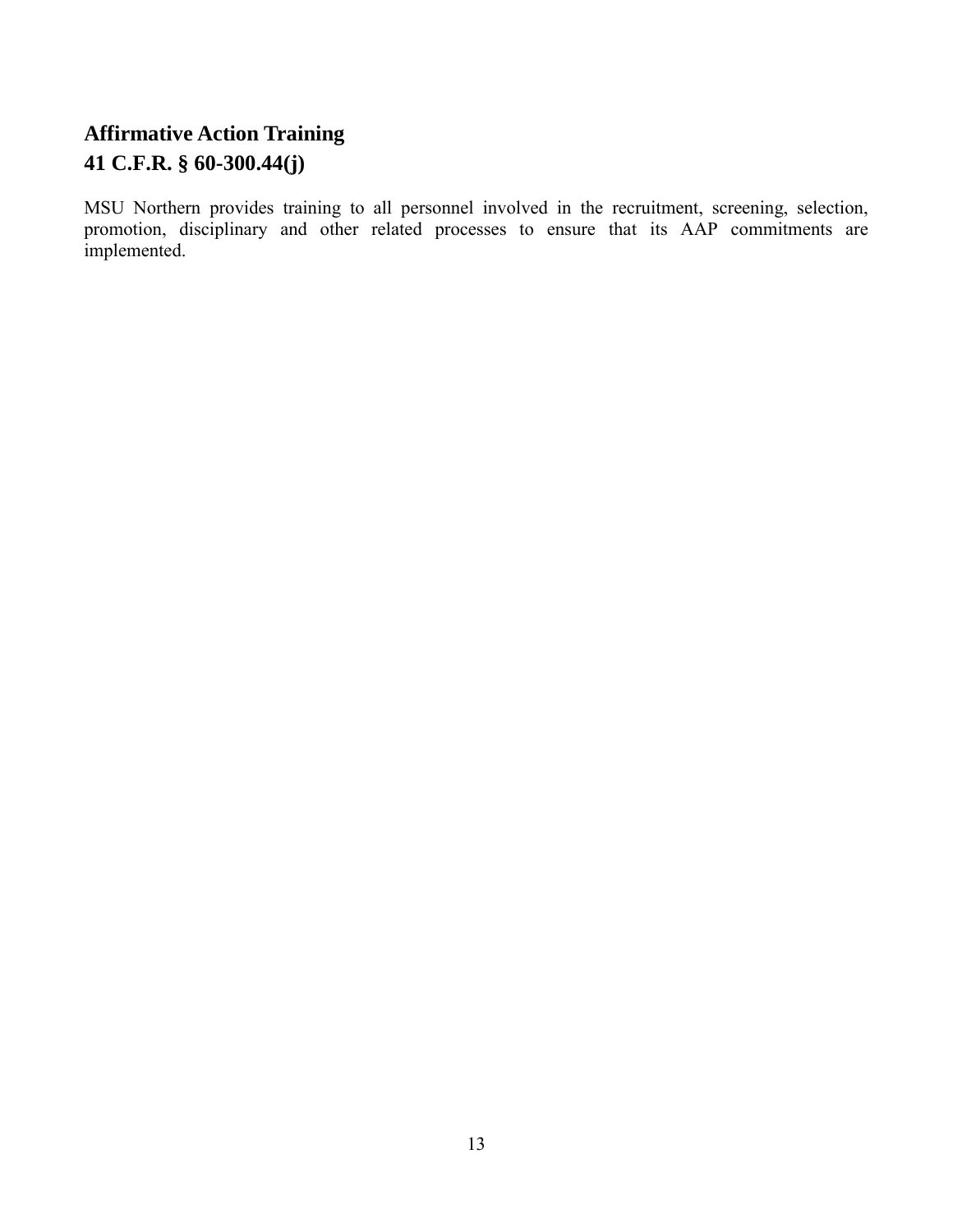## Affirmative Action Training
## 41 C.F.R. § 60-300.44(j)

MSU Northern provides training to all personnel involved in the recruitment, screening, selection, promotion, disciplinary and other related processes to ensure that its AAP commitments are implemented.